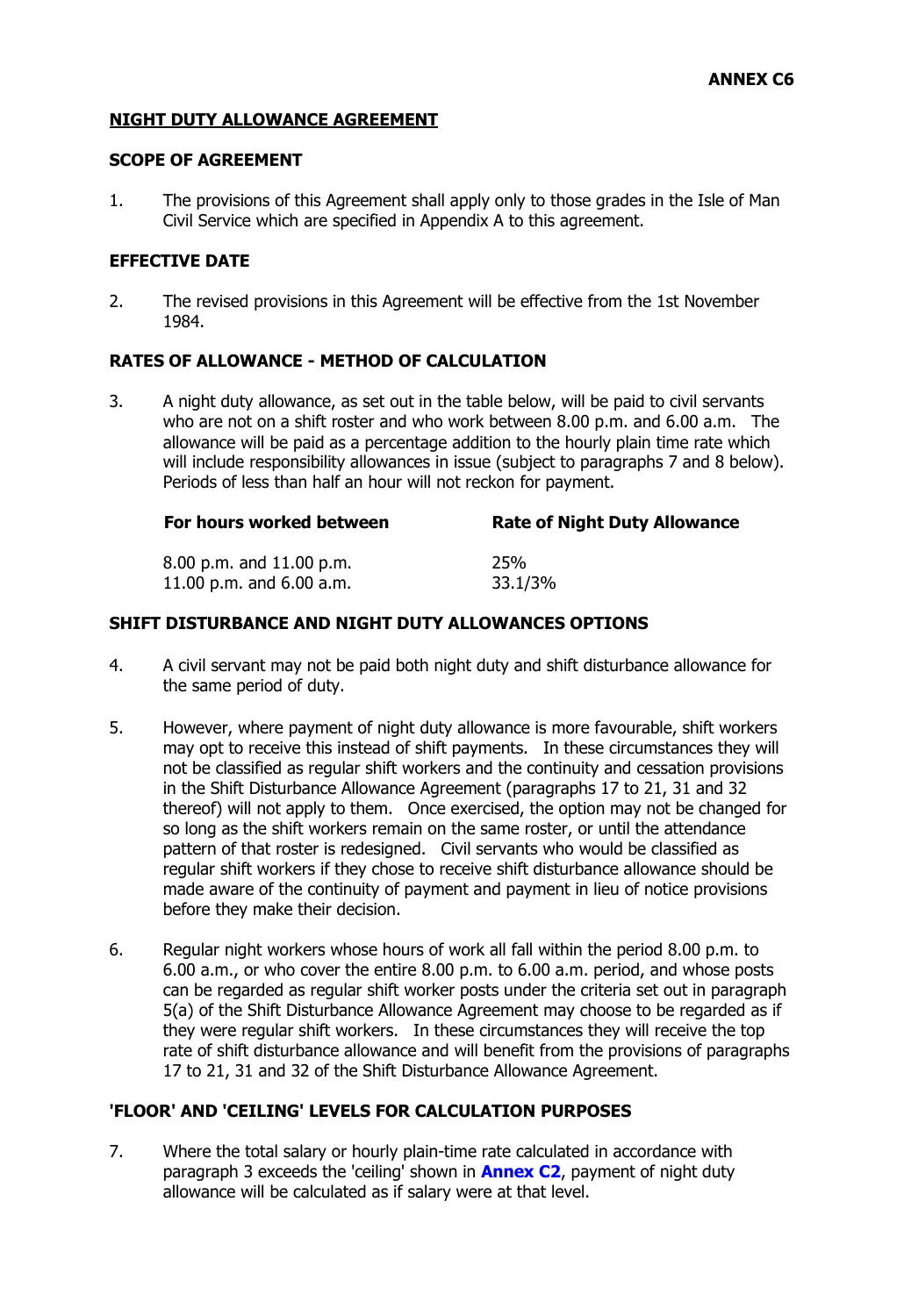**ANNEX C6**

## NIGHT DUTY ALLOWANCE AGREEMENT

### SCOPE OF AGREEMENT

1. The provisions of this Agreement shall apply only to those grades in the Isle of Man Civil Service which are specified in Appendix A to this agreement.

### EFFECTIVE DATE

2. The revised provisions in this Agreement will be effective from the 1st November 1984.

### RATES OF ALLOWANCE - METHOD OF CALCULATION

3. A night duty allowance, as set out in the table below, will be paid to civil servants who are not on a shift roster and who work between 8.00 p.m. and 6.00 a.m. The allowance will be paid as a percentage addition to the hourly plain time rate which will include responsibility allowances in issue (subject to paragraphs 7 and 8 below). Periods of less than half an hour will not reckon for payment.

| For hours worked between | Rate of Night Duty Allowance |
|---|---|
| 8.00 p.m. and 11.00 p.m. | 25% |
| 11.00 p.m. and 6.00 a.m. | 33.1/3% |

### SHIFT DISTURBANCE AND NIGHT DUTY ALLOWANCES OPTIONS

4. A civil servant may not be paid both night duty and shift disturbance allowance for the same period of duty.

5. However, where payment of night duty allowance is more favourable, shift workers may opt to receive this instead of shift payments. In these circumstances they will not be classified as regular shift workers and the continuity and cessation provisions in the Shift Disturbance Allowance Agreement (paragraphs 17 to 21, 31 and 32 thereof) will not apply to them. Once exercised, the option may not be changed for so long as the shift workers remain on the same roster, or until the attendance pattern of that roster is redesigned. Civil servants who would be classified as regular shift workers if they chose to receive shift disturbance allowance should be made aware of the continuity of payment and payment in lieu of notice provisions before they make their decision.

6. Regular night workers whose hours of work all fall within the period 8.00 p.m. to 6.00 a.m., or who cover the entire 8.00 p.m. to 6.00 a.m. period, and whose posts can be regarded as regular shift worker posts under the criteria set out in paragraph 5(a) of the Shift Disturbance Allowance Agreement may choose to be regarded as if they were regular shift workers. In these circumstances they will receive the top rate of shift disturbance allowance and will benefit from the provisions of paragraphs 17 to 21, 31 and 32 of the Shift Disturbance Allowance Agreement.

### 'FLOOR' AND 'CEILING' LEVELS FOR CALCULATION PURPOSES

7. Where the total salary or hourly plain-time rate calculated in accordance with paragraph 3 exceeds the 'ceiling' shown in **Annex C2**, payment of night duty allowance will be calculated as if salary were at that level.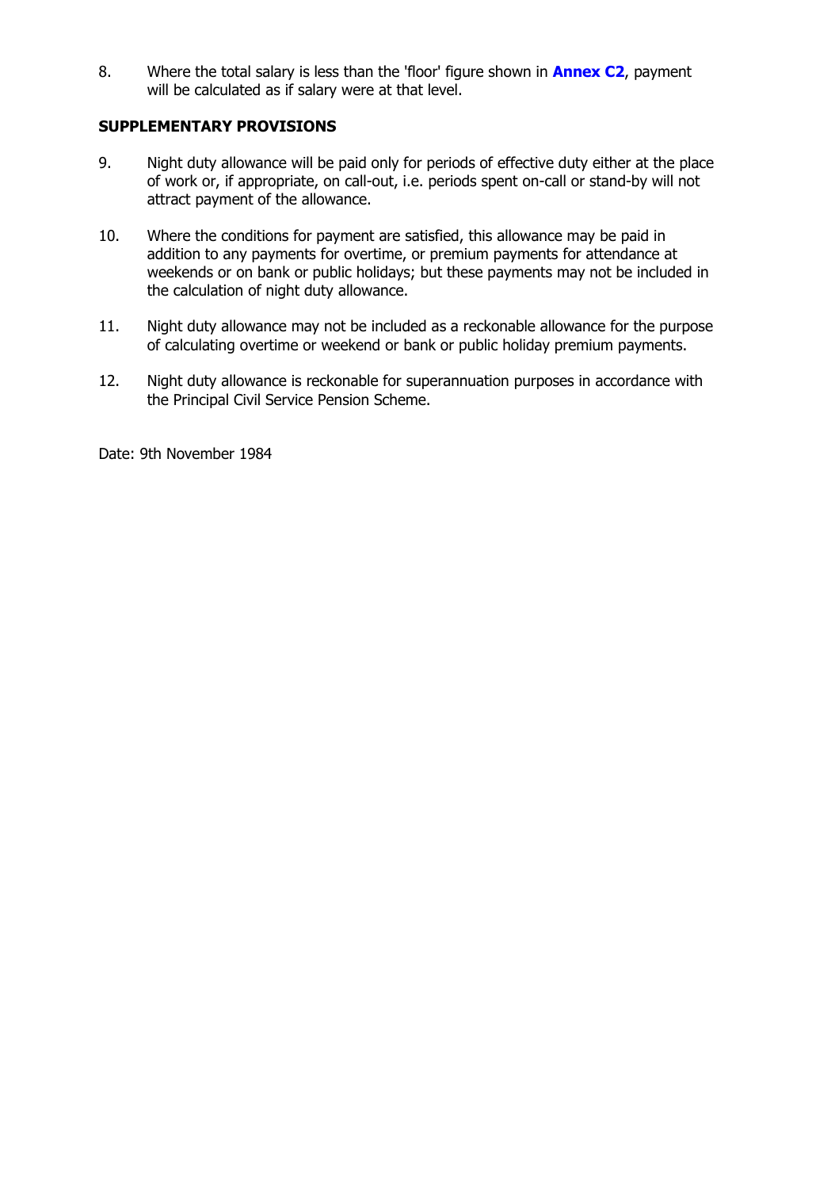8. Where the total salary is less than the 'floor' figure shown in **Annex C2**, payment will be calculated as if salary were at that level.

**SUPPLEMENTARY PROVISIONS**

9. Night duty allowance will be paid only for periods of effective duty either at the place of work or, if appropriate, on call-out, i.e. periods spent on-call or stand-by will not attract payment of the allowance.

10. Where the conditions for payment are satisfied, this allowance may be paid in addition to any payments for overtime, or premium payments for attendance at weekends or on bank or public holidays; but these payments may not be included in the calculation of night duty allowance.

11. Night duty allowance may not be included as a reckonable allowance for the purpose of calculating overtime or weekend or bank or public holiday premium payments.

12. Night duty allowance is reckonable for superannuation purposes in accordance with the Principal Civil Service Pension Scheme.

Date: 9th November 1984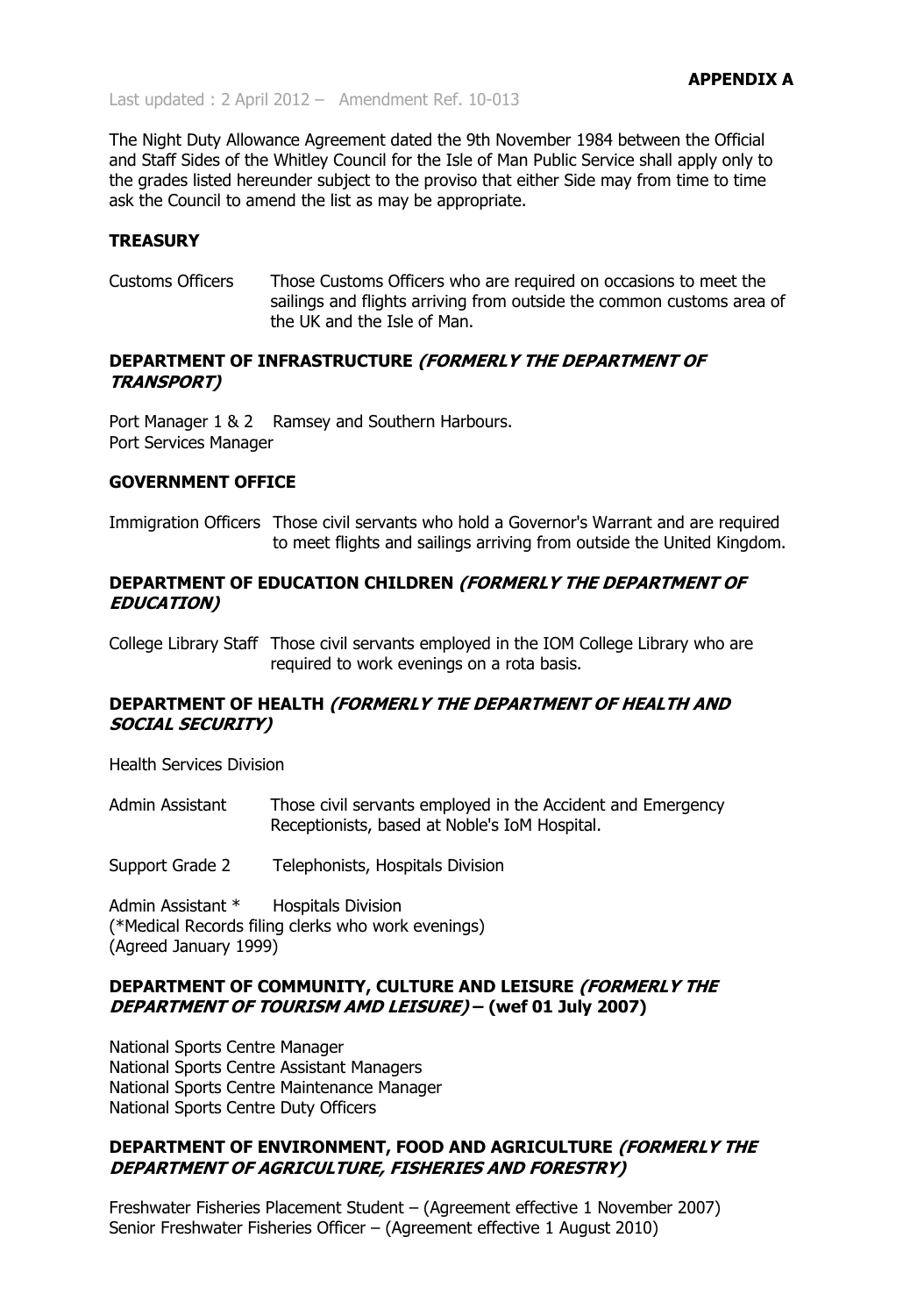**APPENDIX A**

Last updated : 2 April 2012 – Amendment Ref. 10-013

The Night Duty Allowance Agreement dated the 9th November 1984 between the Official and Staff Sides of the Whitley Council for the Isle of Man Public Service shall apply only to the grades listed hereunder subject to the proviso that either Side may from time to time ask the Council to amend the list as may be appropriate.

**TREASURY**

Customs Officers — Those Customs Officers who are required on occasions to meet the sailings and flights arriving from outside the common customs area of the UK and the Isle of Man.

**DEPARTMENT OF INFRASTRUCTURE *(FORMERLY THE DEPARTMENT OF TRANSPORT)***

Port Manager 1 & 2 — Ramsey and Southern Harbours.
Port Services Manager

**GOVERNMENT OFFICE**

Immigration Officers — Those civil servants who hold a Governor's Warrant and are required to meet flights and sailings arriving from outside the United Kingdom.

**DEPARTMENT OF EDUCATION CHILDREN *(FORMERLY THE DEPARTMENT OF EDUCATION)***

College Library Staff — Those civil servants employed in the IOM College Library who are required to work evenings on a rota basis.

**DEPARTMENT OF HEALTH *(FORMERLY THE DEPARTMENT OF HEALTH AND SOCIAL SECURITY)***

Health Services Division

Admin Assistant — Those civil servants employed in the Accident and Emergency Receptionists, based at Noble's IoM Hospital.

Support Grade 2 — Telephonists, Hospitals Division

Admin Assistant * — Hospitals Division
(*Medical Records filing clerks who work evenings)
(Agreed January 1999)

**DEPARTMENT OF COMMUNITY, CULTURE AND LEISURE *(FORMERLY THE DEPARTMENT OF TOURISM AMD LEISURE)* – (wef 01 July 2007)**

National Sports Centre Manager
National Sports Centre Assistant Managers
National Sports Centre Maintenance Manager
National Sports Centre Duty Officers

**DEPARTMENT OF ENVIRONMENT, FOOD AND AGRICULTURE *(FORMERLY THE DEPARTMENT OF AGRICULTURE, FISHERIES AND FORESTRY)***

Freshwater Fisheries Placement Student – (Agreement effective 1 November 2007)
Senior Freshwater Fisheries Officer – (Agreement effective 1 August 2010)